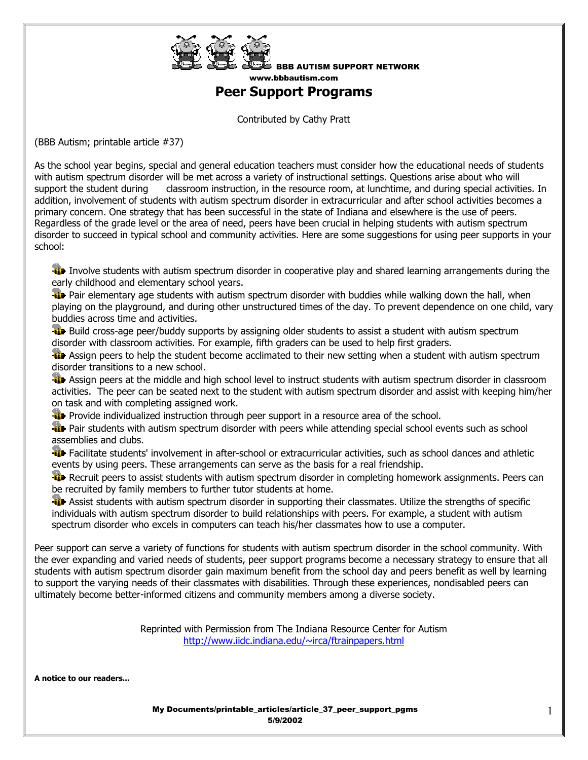BBB AUTISM SUPPORT NETWORK
www.bbbautism.com

# Peer Support Programs

Contributed by Cathy Pratt

(BBB Autism; printable article #37)

As the school year begins, special and general education teachers must consider how the educational needs of students with autism spectrum disorder will be met across a variety of instructional settings. Questions arise about who will support the student during classroom instruction, in the resource room, at lunchtime, and during special activities. In addition, involvement of students with autism spectrum disorder in extracurricular and after school activities becomes a primary concern. One strategy that has been successful in the state of Indiana and elsewhere is the use of peers. Regardless of the grade level or the area of need, peers have been crucial in helping students with autism spectrum disorder to succeed in typical school and community activities. Here are some suggestions for using peer supports in your school:

- Involve students with autism spectrum disorder in cooperative play and shared learning arrangements during the early childhood and elementary school years.
- Pair elementary age students with autism spectrum disorder with buddies while walking down the hall, when playing on the playground, and during other unstructured times of the day. To prevent dependence on one child, vary buddies across time and activities.
- Build cross-age peer/buddy supports by assigning older students to assist a student with autism spectrum disorder with classroom activities. For example, fifth graders can be used to help first graders.
- Assign peers to help the student become acclimated to their new setting when a student with autism spectrum disorder transitions to a new school.
- Assign peers at the middle and high school level to instruct students with autism spectrum disorder in classroom activities. The peer can be seated next to the student with autism spectrum disorder and assist with keeping him/her on task and with completing assigned work.
- Provide individualized instruction through peer support in a resource area of the school.
- Pair students with autism spectrum disorder with peers while attending special school events such as school assemblies and clubs.
- Facilitate students' involvement in after-school or extracurricular activities, such as school dances and athletic events by using peers. These arrangements can serve as the basis for a real friendship.
- Recruit peers to assist students with autism spectrum disorder in completing homework assignments. Peers can be recruited by family members to further tutor students at home.
- Assist students with autism spectrum disorder in supporting their classmates. Utilize the strengths of specific individuals with autism spectrum disorder to build relationships with peers. For example, a student with autism spectrum disorder who excels in computers can teach his/her classmates how to use a computer.

Peer support can serve a variety of functions for students with autism spectrum disorder in the school community. With the ever expanding and varied needs of students, peer support programs become a necessary strategy to ensure that all students with autism spectrum disorder gain maximum benefit from the school day and peers benefit as well by learning to support the varying needs of their classmates with disabilities. Through these experiences, nondisabled peers can ultimately become better-informed citizens and community members among a diverse society.

Reprinted with Permission from The Indiana Resource Center for Autism
http://www.iidc.indiana.edu/~irca/ftrainpapers.html

**A notice to our readers...**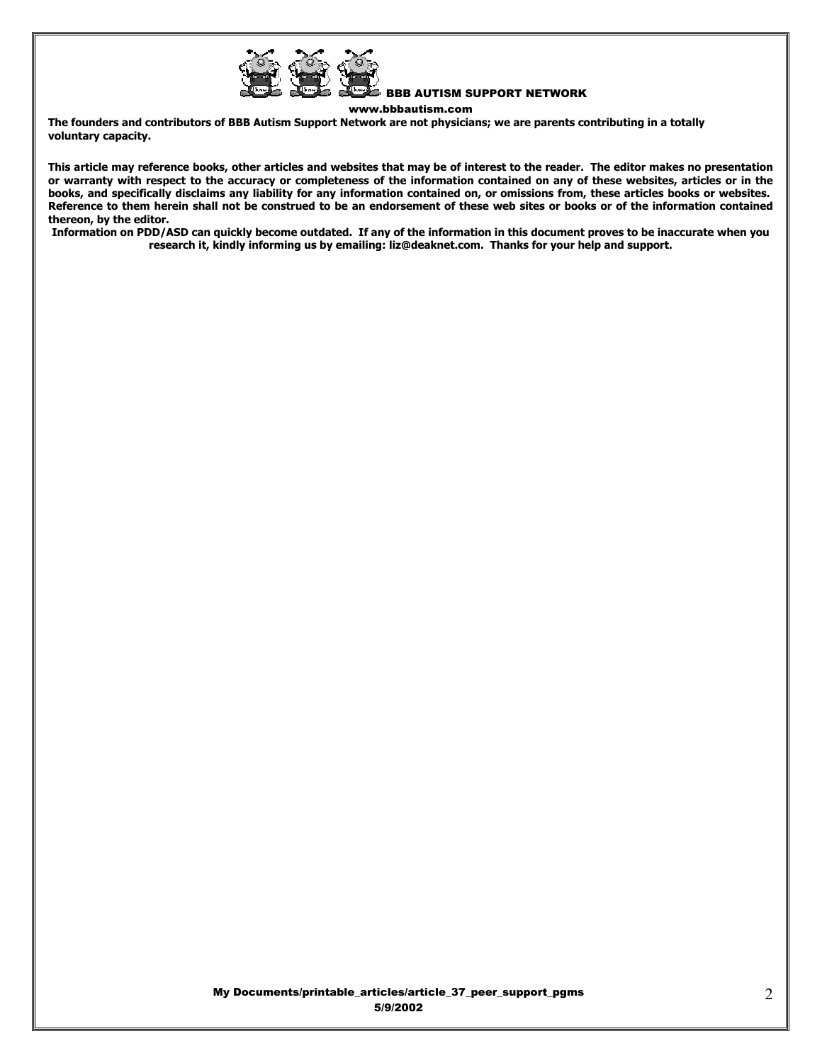BBB AUTISM SUPPORT NETWORK

www.bbbautism.com

**The founders and contributors of BBB Autism Support Network are not physicians; we are parents contributing in a totally voluntary capacity.**

**This article may reference books, other articles and websites that may be of interest to the reader. The editor makes no presentation or warranty with respect to the accuracy or completeness of the information contained on any of these websites, articles or in the books, and specifically disclaims any liability for any information contained on, or omissions from, these articles books or websites. Reference to them herein shall not be construed to be an endorsement of these web sites or books or of the information contained thereon, by the editor.**

**Information on PDD/ASD can quickly become outdated. If any of the information in this document proves to be inaccurate when you research it, kindly informing us by emailing: liz@deaknet.com. Thanks for your help and support.**